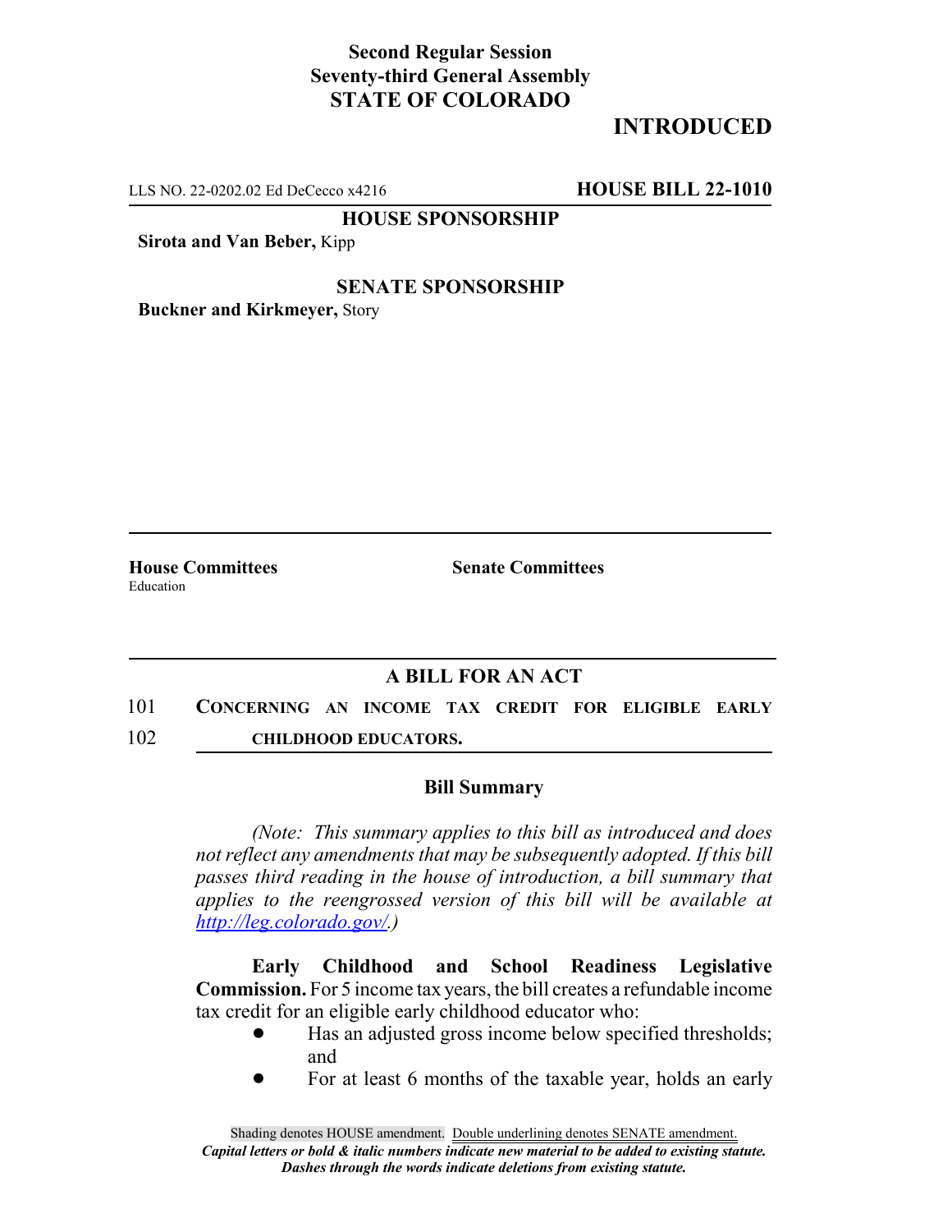**Second Regular Session**
**Seventy-third General Assembly**
**STATE OF COLORADO**

# INTRODUCED

LLS NO. 22-0202.02 Ed DeCecco x4216 **HOUSE BILL 22-1010**

**HOUSE SPONSORSHIP**

**Sirota and Van Beber,** Kipp

**SENATE SPONSORSHIP**

**Buckner and Kirkmeyer,** Story

**House Committees**
Education

**Senate Committees**

## A BILL FOR AN ACT

101 **CONCERNING AN INCOME TAX CREDIT FOR ELIGIBLE EARLY**
102 **CHILDHOOD EDUCATORS.**

### Bill Summary

*(Note: This summary applies to this bill as introduced and does not reflect any amendments that may be subsequently adopted. If this bill passes third reading in the house of introduction, a bill summary that applies to the reengrossed version of this bill will be available at http://leg.colorado.gov/.)*

**Early Childhood and School Readiness Legislative Commission.** For 5 income tax years, the bill creates a refundable income tax credit for an eligible early childhood educator who:

- Has an adjusted gross income below specified thresholds; and
- For at least 6 months of the taxable year, holds an early

Shading denotes HOUSE amendment. Double underlining denotes SENATE amendment.
*Capital letters or bold & italic numbers indicate new material to be added to existing statute.*
*Dashes through the words indicate deletions from existing statute.*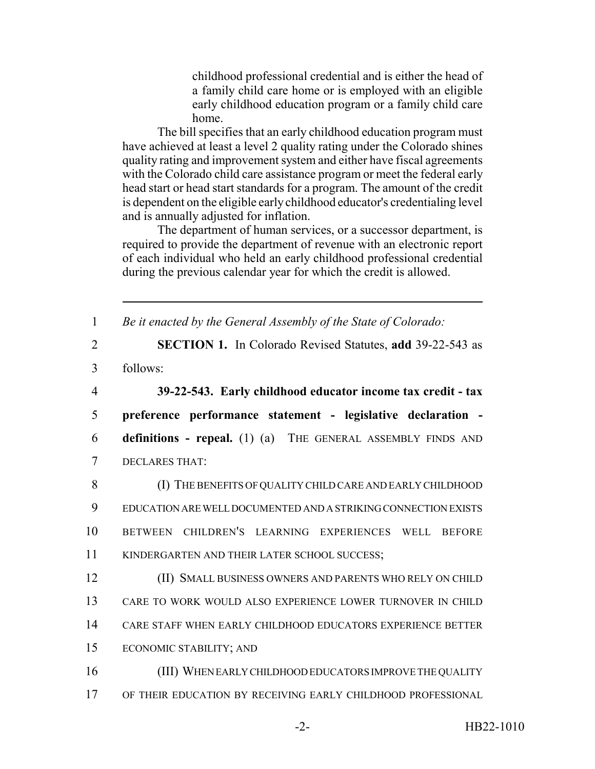childhood professional credential and is either the head of a family child care home or is employed with an eligible early childhood education program or a family child care home.

The bill specifies that an early childhood education program must have achieved at least a level 2 quality rating under the Colorado shines quality rating and improvement system and either have fiscal agreements with the Colorado child care assistance program or meet the federal early head start or head start standards for a program. The amount of the credit is dependent on the eligible early childhood educator's credentialing level and is annually adjusted for inflation.

The department of human services, or a successor department, is required to provide the department of revenue with an electronic report of each individual who held an early childhood professional credential during the previous calendar year for which the credit is allowed.

---

1 *Be it enacted by the General Assembly of the State of Colorado:*

2 **SECTION 1.** In Colorado Revised Statutes, **add** 39-22-543 as

3 follows:

4 **39-22-543. Early childhood educator income tax credit - tax**

5 **preference performance statement - legislative declaration -**

6 **definitions - repeal.** (1) (a) THE GENERAL ASSEMBLY FINDS AND

7 DECLARES THAT:

8 (I) THE BENEFITS OF QUALITY CHILD CARE AND EARLY CHILDHOOD

9 EDUCATION ARE WELL DOCUMENTED AND A STRIKING CONNECTION EXISTS

10 BETWEEN CHILDREN'S LEARNING EXPERIENCES WELL BEFORE

11 KINDERGARTEN AND THEIR LATER SCHOOL SUCCESS;

12 (II) SMALL BUSINESS OWNERS AND PARENTS WHO RELY ON CHILD

13 CARE TO WORK WOULD ALSO EXPERIENCE LOWER TURNOVER IN CHILD

14 CARE STAFF WHEN EARLY CHILDHOOD EDUCATORS EXPERIENCE BETTER

15 ECONOMIC STABILITY; AND

16 (III) WHEN EARLY CHILDHOOD EDUCATORS IMPROVE THE QUALITY

17 OF THEIR EDUCATION BY RECEIVING EARLY CHILDHOOD PROFESSIONAL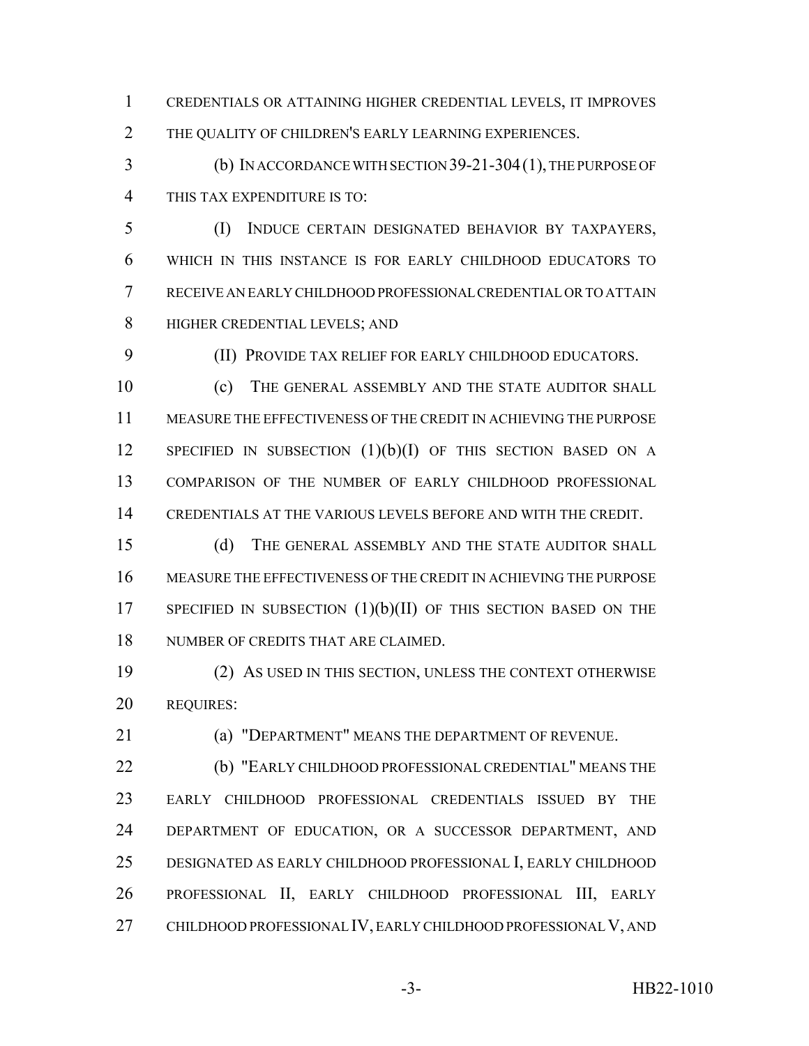CREDENTIALS OR ATTAINING HIGHER CREDENTIAL LEVELS, IT IMPROVES THE QUALITY OF CHILDREN'S EARLY LEARNING EXPERIENCES.

(b) IN ACCORDANCE WITH SECTION 39-21-304 (1), THE PURPOSE OF THIS TAX EXPENDITURE IS TO:

(I) INDUCE CERTAIN DESIGNATED BEHAVIOR BY TAXPAYERS, WHICH IN THIS INSTANCE IS FOR EARLY CHILDHOOD EDUCATORS TO RECEIVE AN EARLY CHILDHOOD PROFESSIONAL CREDENTIAL OR TO ATTAIN HIGHER CREDENTIAL LEVELS; AND

(II) PROVIDE TAX RELIEF FOR EARLY CHILDHOOD EDUCATORS.

(c) THE GENERAL ASSEMBLY AND THE STATE AUDITOR SHALL MEASURE THE EFFECTIVENESS OF THE CREDIT IN ACHIEVING THE PURPOSE SPECIFIED IN SUBSECTION (1)(b)(I) OF THIS SECTION BASED ON A COMPARISON OF THE NUMBER OF EARLY CHILDHOOD PROFESSIONAL CREDENTIALS AT THE VARIOUS LEVELS BEFORE AND WITH THE CREDIT.

(d) THE GENERAL ASSEMBLY AND THE STATE AUDITOR SHALL MEASURE THE EFFECTIVENESS OF THE CREDIT IN ACHIEVING THE PURPOSE SPECIFIED IN SUBSECTION (1)(b)(II) OF THIS SECTION BASED ON THE NUMBER OF CREDITS THAT ARE CLAIMED.

(2) AS USED IN THIS SECTION, UNLESS THE CONTEXT OTHERWISE REQUIRES:

(a) "DEPARTMENT" MEANS THE DEPARTMENT OF REVENUE.

(b) "EARLY CHILDHOOD PROFESSIONAL CREDENTIAL" MEANS THE EARLY CHILDHOOD PROFESSIONAL CREDENTIALS ISSUED BY THE DEPARTMENT OF EDUCATION, OR A SUCCESSOR DEPARTMENT, AND DESIGNATED AS EARLY CHILDHOOD PROFESSIONAL I, EARLY CHILDHOOD PROFESSIONAL II, EARLY CHILDHOOD PROFESSIONAL III, EARLY CHILDHOOD PROFESSIONAL IV, EARLY CHILDHOOD PROFESSIONAL V, AND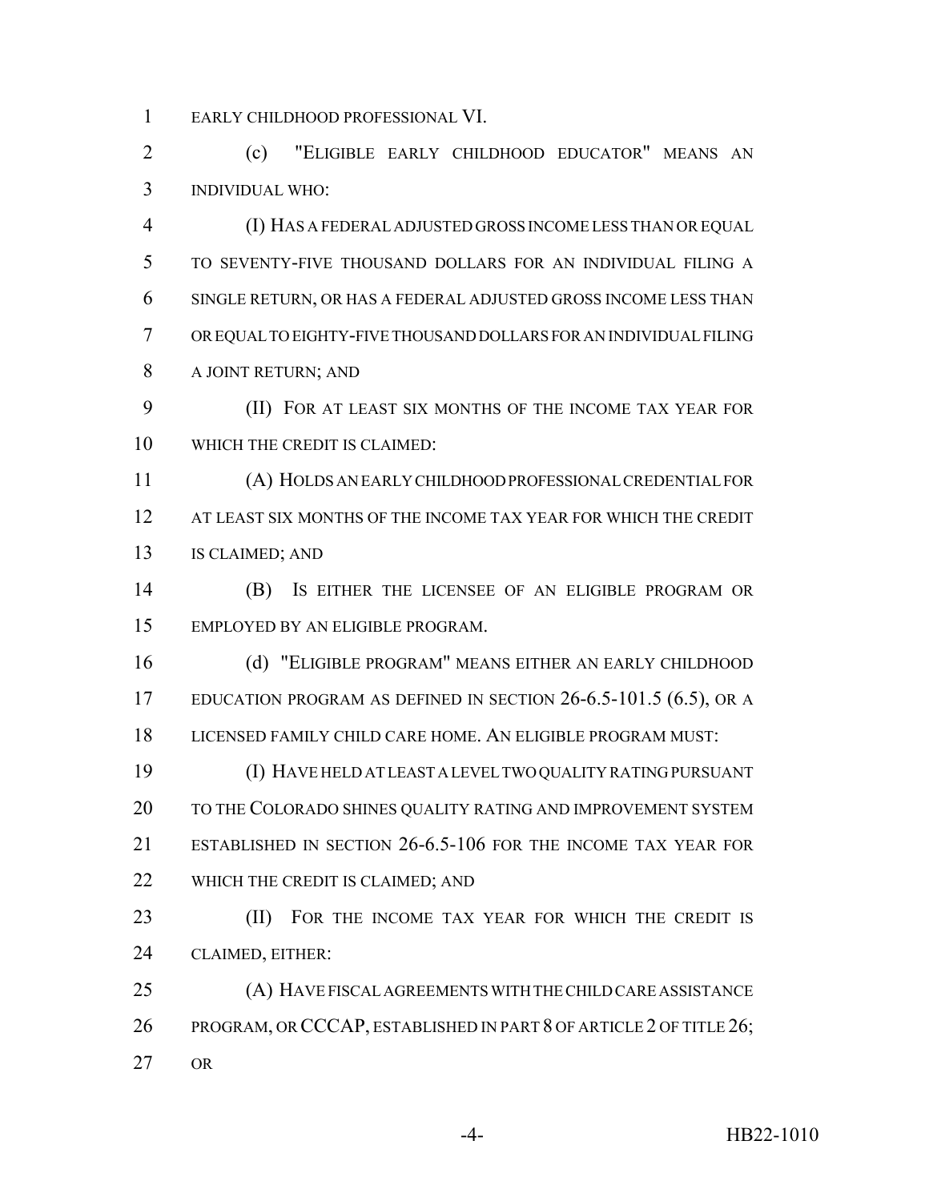EARLY CHILDHOOD PROFESSIONAL VI.

(c) "ELIGIBLE EARLY CHILDHOOD EDUCATOR" MEANS AN INDIVIDUAL WHO:

(I) HAS A FEDERAL ADJUSTED GROSS INCOME LESS THAN OR EQUAL TO SEVENTY-FIVE THOUSAND DOLLARS FOR AN INDIVIDUAL FILING A SINGLE RETURN, OR HAS A FEDERAL ADJUSTED GROSS INCOME LESS THAN OR EQUAL TO EIGHTY-FIVE THOUSAND DOLLARS FOR AN INDIVIDUAL FILING A JOINT RETURN; AND

(II) FOR AT LEAST SIX MONTHS OF THE INCOME TAX YEAR FOR WHICH THE CREDIT IS CLAIMED:

(A) HOLDS AN EARLY CHILDHOOD PROFESSIONAL CREDENTIAL FOR AT LEAST SIX MONTHS OF THE INCOME TAX YEAR FOR WHICH THE CREDIT IS CLAIMED; AND

(B) IS EITHER THE LICENSEE OF AN ELIGIBLE PROGRAM OR EMPLOYED BY AN ELIGIBLE PROGRAM.

(d) "ELIGIBLE PROGRAM" MEANS EITHER AN EARLY CHILDHOOD EDUCATION PROGRAM AS DEFINED IN SECTION 26-6.5-101.5 (6.5), OR A LICENSED FAMILY CHILD CARE HOME. AN ELIGIBLE PROGRAM MUST:

(I) HAVE HELD AT LEAST A LEVEL TWO QUALITY RATING PURSUANT TO THE COLORADO SHINES QUALITY RATING AND IMPROVEMENT SYSTEM ESTABLISHED IN SECTION 26-6.5-106 FOR THE INCOME TAX YEAR FOR WHICH THE CREDIT IS CLAIMED; AND

(II) FOR THE INCOME TAX YEAR FOR WHICH THE CREDIT IS CLAIMED, EITHER:

(A) HAVE FISCAL AGREEMENTS WITH THE CHILD CARE ASSISTANCE PROGRAM, OR CCCAP, ESTABLISHED IN PART 8 OF ARTICLE 2 OF TITLE 26; OR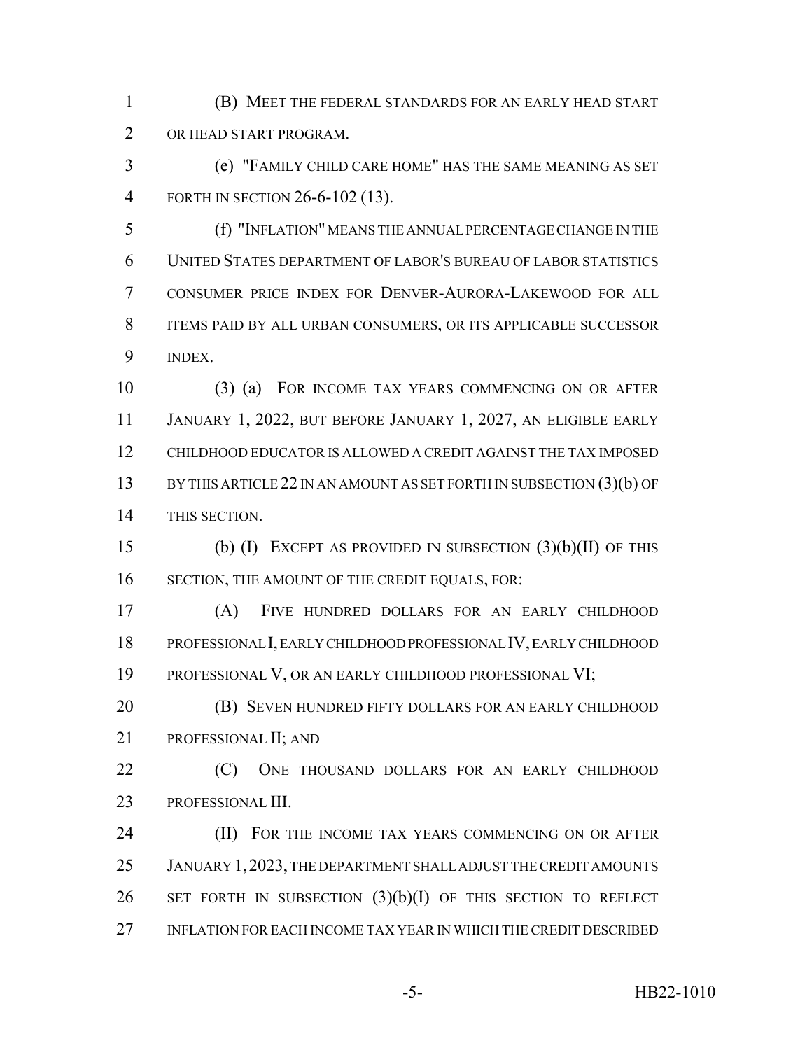(B) MEET THE FEDERAL STANDARDS FOR AN EARLY HEAD START OR HEAD START PROGRAM.

(e) "FAMILY CHILD CARE HOME" HAS THE SAME MEANING AS SET FORTH IN SECTION 26-6-102 (13).

(f) "INFLATION" MEANS THE ANNUAL PERCENTAGE CHANGE IN THE UNITED STATES DEPARTMENT OF LABOR'S BUREAU OF LABOR STATISTICS CONSUMER PRICE INDEX FOR DENVER-AURORA-LAKEWOOD FOR ALL ITEMS PAID BY ALL URBAN CONSUMERS, OR ITS APPLICABLE SUCCESSOR INDEX.

(3) (a) FOR INCOME TAX YEARS COMMENCING ON OR AFTER JANUARY 1, 2022, BUT BEFORE JANUARY 1, 2027, AN ELIGIBLE EARLY CHILDHOOD EDUCATOR IS ALLOWED A CREDIT AGAINST THE TAX IMPOSED BY THIS ARTICLE 22 IN AN AMOUNT AS SET FORTH IN SUBSECTION (3)(b) OF THIS SECTION.

(b) (I) EXCEPT AS PROVIDED IN SUBSECTION (3)(b)(II) OF THIS SECTION, THE AMOUNT OF THE CREDIT EQUALS, FOR:

(A) FIVE HUNDRED DOLLARS FOR AN EARLY CHILDHOOD PROFESSIONAL I, EARLY CHILDHOOD PROFESSIONAL IV, EARLY CHILDHOOD PROFESSIONAL V, OR AN EARLY CHILDHOOD PROFESSIONAL VI;

(B) SEVEN HUNDRED FIFTY DOLLARS FOR AN EARLY CHILDHOOD PROFESSIONAL II; AND

(C) ONE THOUSAND DOLLARS FOR AN EARLY CHILDHOOD PROFESSIONAL III.

(II) FOR THE INCOME TAX YEARS COMMENCING ON OR AFTER JANUARY 1, 2023, THE DEPARTMENT SHALL ADJUST THE CREDIT AMOUNTS SET FORTH IN SUBSECTION (3)(b)(I) OF THIS SECTION TO REFLECT INFLATION FOR EACH INCOME TAX YEAR IN WHICH THE CREDIT DESCRIBED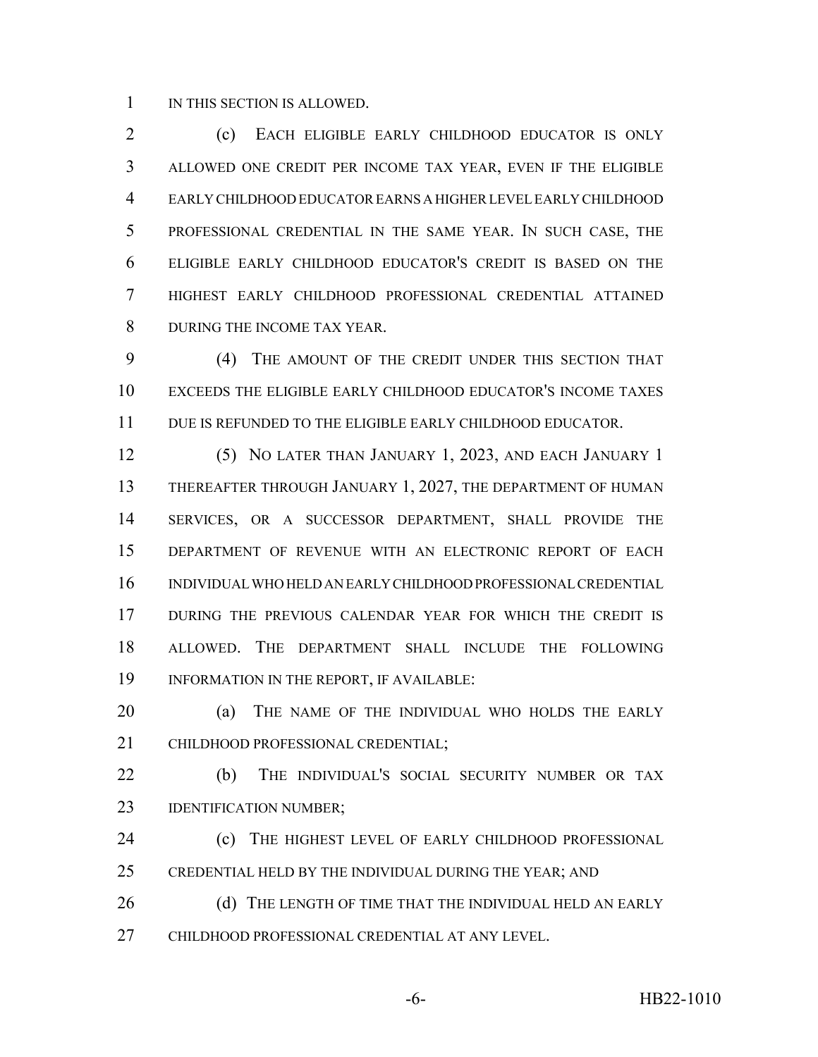IN THIS SECTION IS ALLOWED.

(c) EACH ELIGIBLE EARLY CHILDHOOD EDUCATOR IS ONLY ALLOWED ONE CREDIT PER INCOME TAX YEAR, EVEN IF THE ELIGIBLE EARLY CHILDHOOD EDUCATOR EARNS A HIGHER LEVEL EARLY CHILDHOOD PROFESSIONAL CREDENTIAL IN THE SAME YEAR. IN SUCH CASE, THE ELIGIBLE EARLY CHILDHOOD EDUCATOR'S CREDIT IS BASED ON THE HIGHEST EARLY CHILDHOOD PROFESSIONAL CREDENTIAL ATTAINED DURING THE INCOME TAX YEAR.

(4) THE AMOUNT OF THE CREDIT UNDER THIS SECTION THAT EXCEEDS THE ELIGIBLE EARLY CHILDHOOD EDUCATOR'S INCOME TAXES DUE IS REFUNDED TO THE ELIGIBLE EARLY CHILDHOOD EDUCATOR.

(5) NO LATER THAN JANUARY 1, 2023, AND EACH JANUARY 1 THEREAFTER THROUGH JANUARY 1, 2027, THE DEPARTMENT OF HUMAN SERVICES, OR A SUCCESSOR DEPARTMENT, SHALL PROVIDE THE DEPARTMENT OF REVENUE WITH AN ELECTRONIC REPORT OF EACH INDIVIDUAL WHO HELD AN EARLY CHILDHOOD PROFESSIONAL CREDENTIAL DURING THE PREVIOUS CALENDAR YEAR FOR WHICH THE CREDIT IS ALLOWED. THE DEPARTMENT SHALL INCLUDE THE FOLLOWING INFORMATION IN THE REPORT, IF AVAILABLE:

(a) THE NAME OF THE INDIVIDUAL WHO HOLDS THE EARLY CHILDHOOD PROFESSIONAL CREDENTIAL;

(b) THE INDIVIDUAL'S SOCIAL SECURITY NUMBER OR TAX IDENTIFICATION NUMBER;

(c) THE HIGHEST LEVEL OF EARLY CHILDHOOD PROFESSIONAL CREDENTIAL HELD BY THE INDIVIDUAL DURING THE YEAR; AND

(d) THE LENGTH OF TIME THAT THE INDIVIDUAL HELD AN EARLY CHILDHOOD PROFESSIONAL CREDENTIAL AT ANY LEVEL.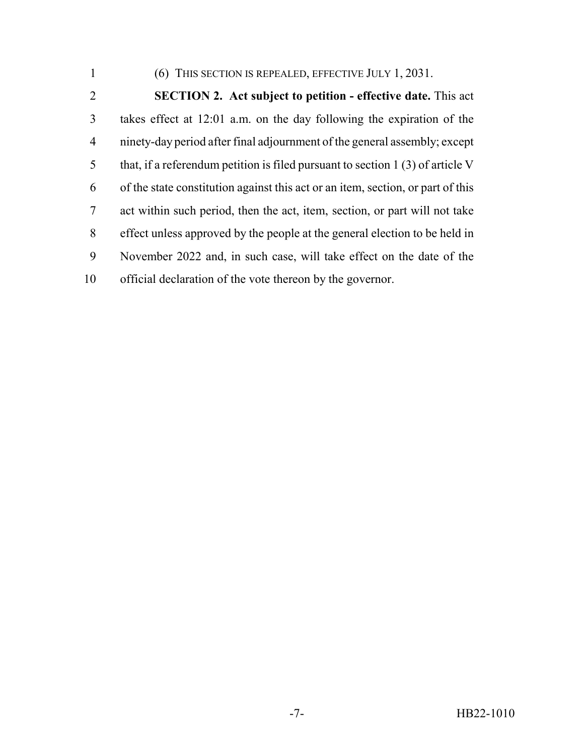(6) THIS SECTION IS REPEALED, EFFECTIVE JULY 1, 2031.

**SECTION 2. Act subject to petition - effective date.** This act takes effect at 12:01 a.m. on the day following the expiration of the ninety-day period after final adjournment of the general assembly; except that, if a referendum petition is filed pursuant to section 1 (3) of article V of the state constitution against this act or an item, section, or part of this act within such period, then the act, item, section, or part will not take effect unless approved by the people at the general election to be held in November 2022 and, in such case, will take effect on the date of the official declaration of the vote thereon by the governor.